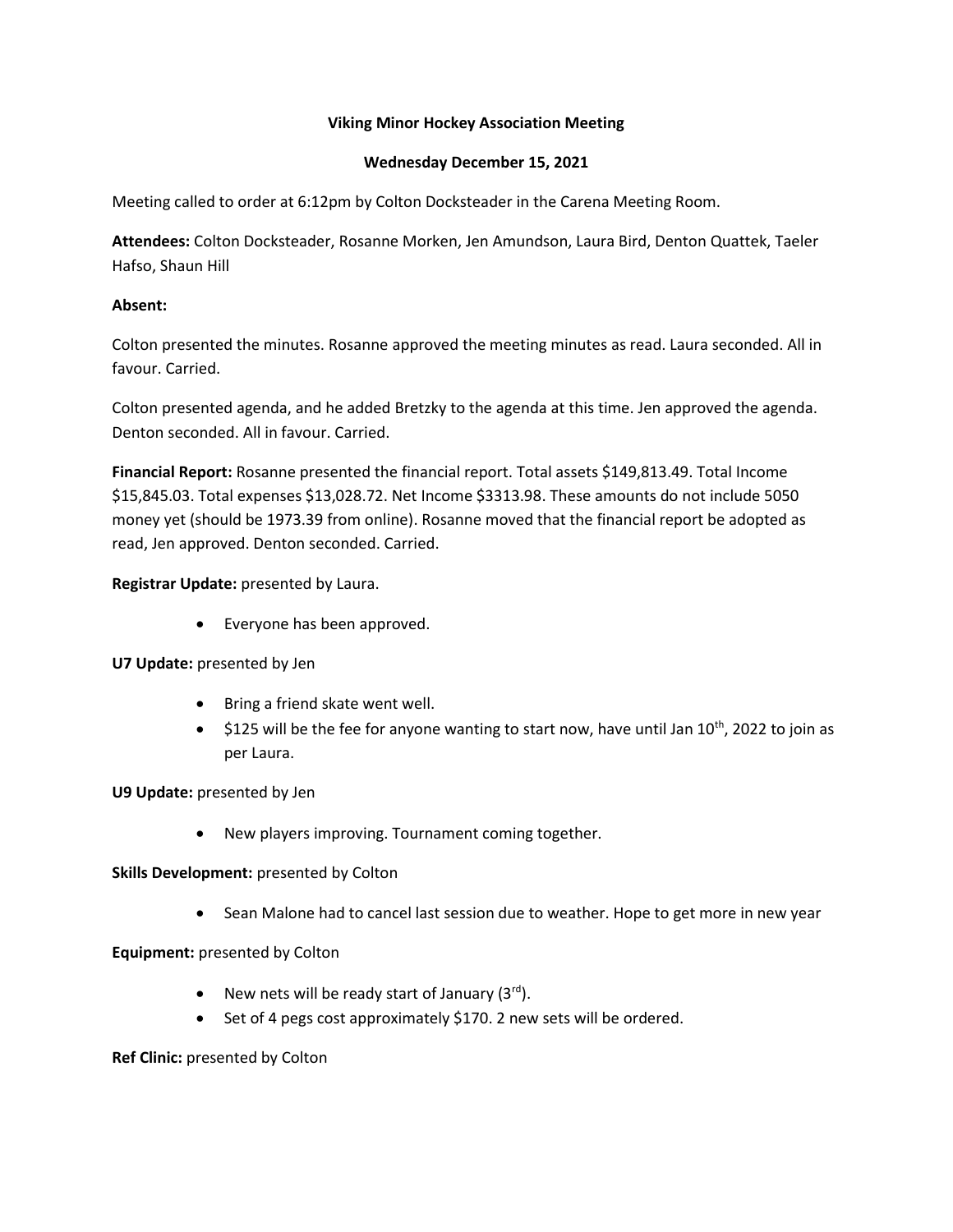**Viking Minor Hockey Association Meeting**

**Wednesday December 15, 2021**

Meeting called to order at 6:12pm by Colton Docksteader in the Carena Meeting Room.

**Attendees:** Colton Docksteader, Rosanne Morken, Jen Amundson, Laura Bird, Denton Quattek, Taeler Hafso, Shaun Hill

**Absent:**

Colton presented the minutes. Rosanne approved the meeting minutes as read. Laura seconded. All in favour. Carried.

Colton presented agenda, and he added Bretzky to the agenda at this time. Jen approved the agenda. Denton seconded. All in favour. Carried.

**Financial Report:** Rosanne presented the financial report. Total assets $149,813.49. Total Income $15,845.03. Total expenses $13,028.72. Net Income $3313.98. These amounts do not include 5050 money yet (should be 1973.39 from online). Rosanne moved that the financial report be adopted as read, Jen approved. Denton seconded. Carried.

**Registrar Update:** presented by Laura.

- Everyone has been approved.

**U7 Update:** presented by Jen

- Bring a friend skate went well.
- $125 will be the fee for anyone wanting to start now, have until Jan 10th, 2022 to join as per Laura.

**U9 Update:** presented by Jen

- New players improving. Tournament coming together.

**Skills Development:** presented by Colton

- Sean Malone had to cancel last session due to weather. Hope to get more in new year

**Equipment:** presented by Colton

- New nets will be ready start of January (3rd).
- Set of 4 pegs cost approximately $170. 2 new sets will be ordered.

**Ref Clinic:** presented by Colton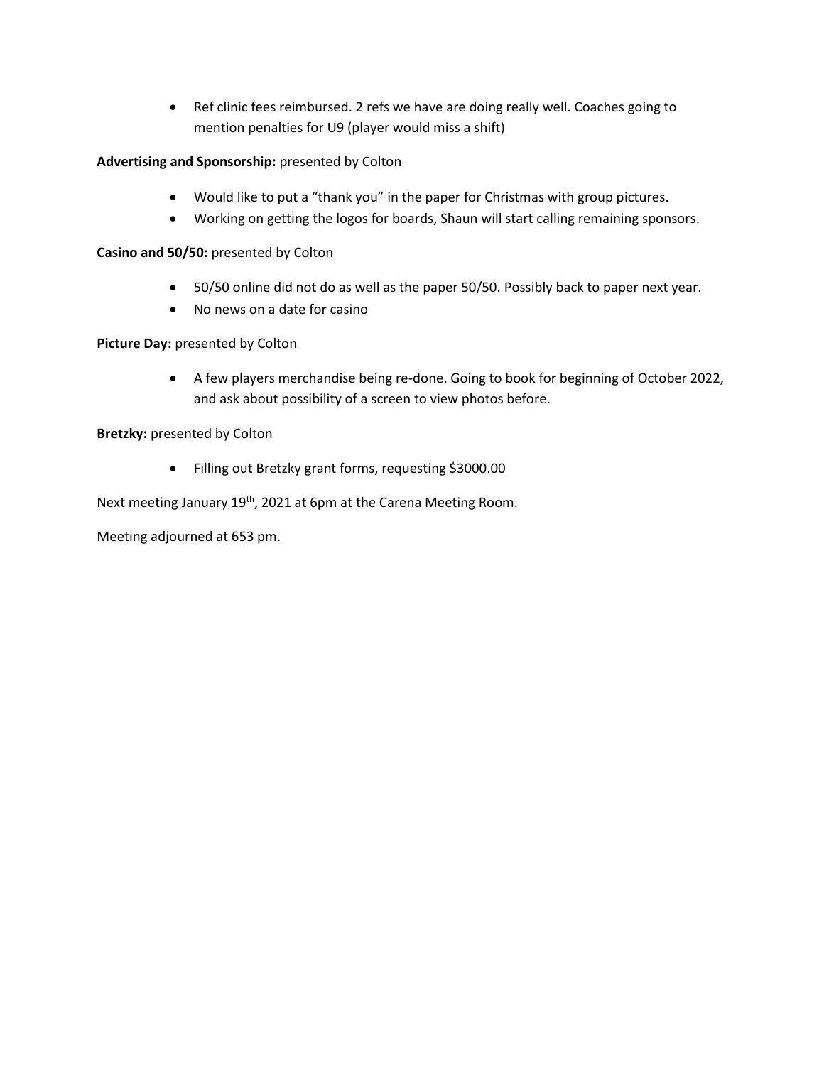- Ref clinic fees reimbursed. 2 refs we have are doing really well. Coaches going to mention penalties for U9 (player would miss a shift)

**Advertising and Sponsorship:** presented by Colton

- Would like to put a "thank you" in the paper for Christmas with group pictures.
- Working on getting the logos for boards, Shaun will start calling remaining sponsors.

**Casino and 50/50:** presented by Colton

- 50/50 online did not do as well as the paper 50/50. Possibly back to paper next year.
- No news on a date for casino

**Picture Day:** presented by Colton

- A few players merchandise being re-done. Going to book for beginning of October 2022, and ask about possibility of a screen to view photos before.

**Bretzky:** presented by Colton

- Filling out Bretzky grant forms, requesting $3000.00

Next meeting January 19th, 2021 at 6pm at the Carena Meeting Room.

Meeting adjourned at 653 pm.